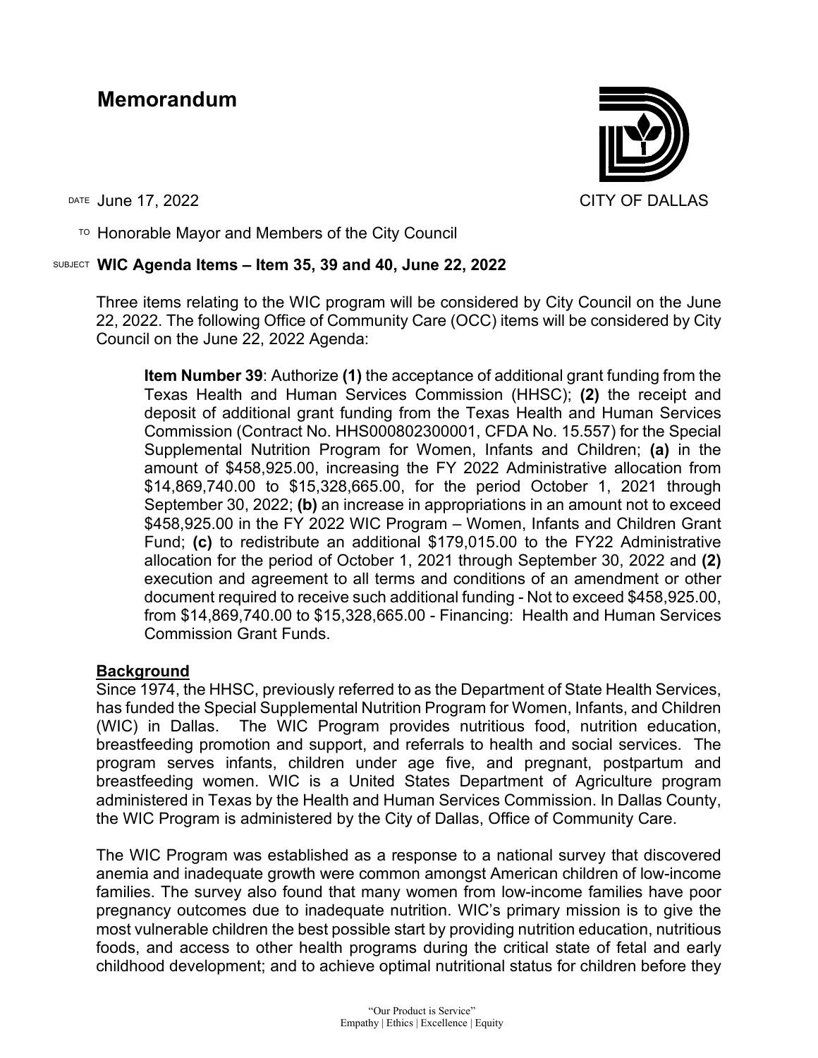# Memorandum

CITY OF DALLAS

DATE June 17, 2022

TO Honorable Mayor and Members of the City Council

SUBJECT **WIC Agenda Items – Item 35, 39 and 40, June 22, 2022**

Three items relating to the WIC program will be considered by City Council on the June 22, 2022. The following Office of Community Care (OCC) items will be considered by City Council on the June 22, 2022 Agenda:

> **Item Number 39**: Authorize **(1)** the acceptance of additional grant funding from the Texas Health and Human Services Commission (HHSC); **(2)** the receipt and deposit of additional grant funding from the Texas Health and Human Services Commission (Contract No. HHS000802300001, CFDA No. 15.557) for the Special Supplemental Nutrition Program for Women, Infants and Children; **(a)** in the amount of $458,925.00, increasing the FY 2022 Administrative allocation from $14,869,740.00 to $15,328,665.00, for the period October 1, 2021 through September 30, 2022; **(b)** an increase in appropriations in an amount not to exceed $458,925.00 in the FY 2022 WIC Program – Women, Infants and Children Grant Fund; **(c)** to redistribute an additional $179,015.00 to the FY22 Administrative allocation for the period of October 1, 2021 through September 30, 2022 and **(2)** execution and agreement to all terms and conditions of an amendment or other document required to receive such additional funding - Not to exceed $458,925.00, from $14,869,740.00 to $15,328,665.00 - Financing: Health and Human Services Commission Grant Funds.

**Background**

Since 1974, the HHSC, previously referred to as the Department of State Health Services, has funded the Special Supplemental Nutrition Program for Women, Infants, and Children (WIC) in Dallas. The WIC Program provides nutritious food, nutrition education, breastfeeding promotion and support, and referrals to health and social services. The program serves infants, children under age five, and pregnant, postpartum and breastfeeding women. WIC is a United States Department of Agriculture program administered in Texas by the Health and Human Services Commission. In Dallas County, the WIC Program is administered by the City of Dallas, Office of Community Care.

The WIC Program was established as a response to a national survey that discovered anemia and inadequate growth were common amongst American children of low-income families. The survey also found that many women from low-income families have poor pregnancy outcomes due to inadequate nutrition. WIC's primary mission is to give the most vulnerable children the best possible start by providing nutrition education, nutritious foods, and access to other health programs during the critical state of fetal and early childhood development; and to achieve optimal nutritional status for children before they

"Our Product is Service"
Empathy | Ethics | Excellence | Equity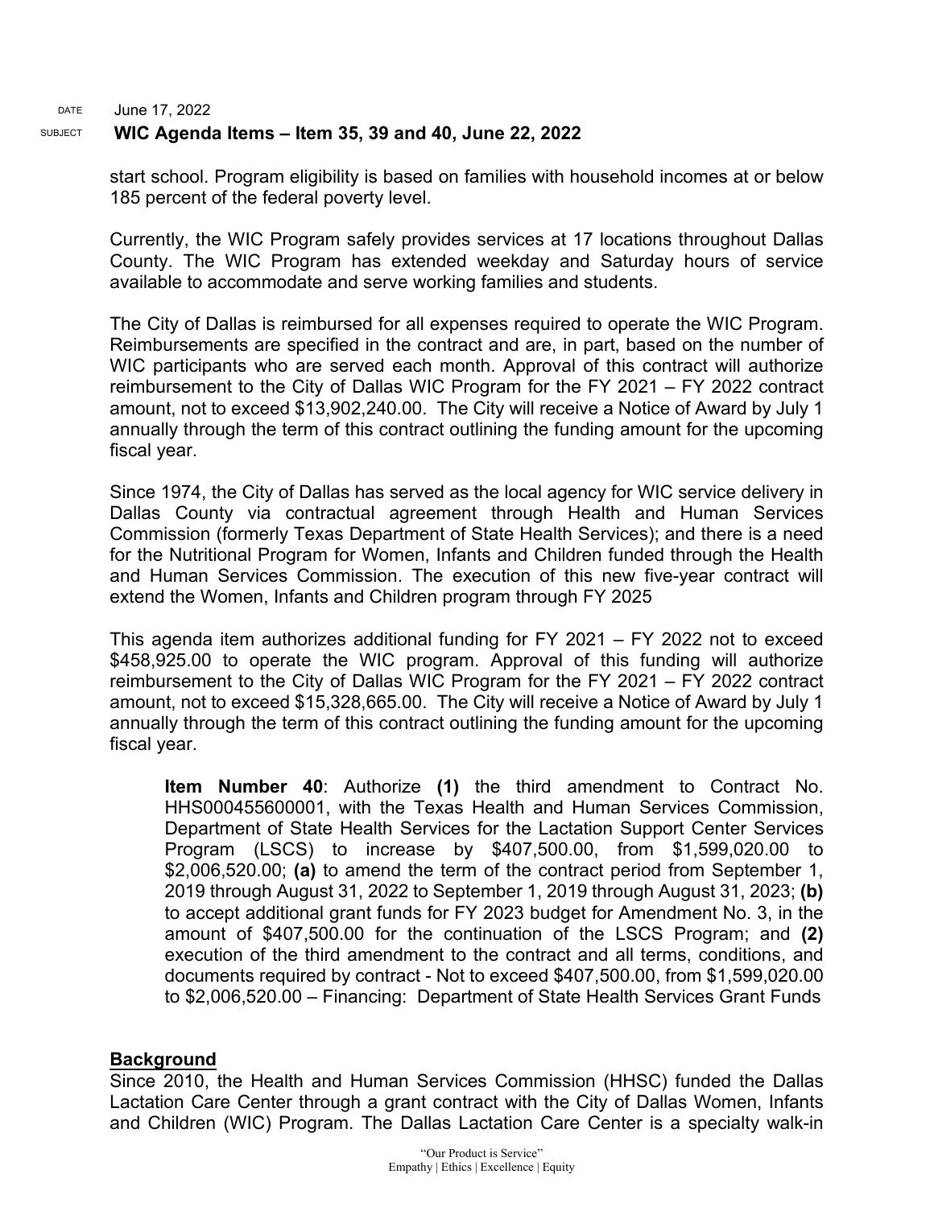start school. Program eligibility is based on families with household incomes at or below 185 percent of the federal poverty level.

Currently, the WIC Program safely provides services at 17 locations throughout Dallas County. The WIC Program has extended weekday and Saturday hours of service available to accommodate and serve working families and students.

The City of Dallas is reimbursed for all expenses required to operate the WIC Program. Reimbursements are specified in the contract and are, in part, based on the number of WIC participants who are served each month. Approval of this contract will authorize reimbursement to the City of Dallas WIC Program for the FY 2021 – FY 2022 contract amount, not to exceed $13,902,240.00. The City will receive a Notice of Award by July 1 annually through the term of this contract outlining the funding amount for the upcoming fiscal year.

Since 1974, the City of Dallas has served as the local agency for WIC service delivery in Dallas County via contractual agreement through Health and Human Services Commission (formerly Texas Department of State Health Services); and there is a need for the Nutritional Program for Women, Infants and Children funded through the Health and Human Services Commission. The execution of this new five-year contract will extend the Women, Infants and Children program through FY 2025

This agenda item authorizes additional funding for FY 2021 – FY 2022 not to exceed $458,925.00 to operate the WIC program. Approval of this funding will authorize reimbursement to the City of Dallas WIC Program for the FY 2021 – FY 2022 contract amount, not to exceed $15,328,665.00. The City will receive a Notice of Award by July 1 annually through the term of this contract outlining the funding amount for the upcoming fiscal year.

> **Item Number 40**: Authorize **(1)** the third amendment to Contract No. HHS000455600001, with the Texas Health and Human Services Commission, Department of State Health Services for the Lactation Support Center Services Program (LSCS) to increase by $407,500.00, from $1,599,020.00 to $2,006,520.00; **(a)** to amend the term of the contract period from September 1, 2019 through August 31, 2022 to September 1, 2019 through August 31, 2023; **(b)** to accept additional grant funds for FY 2023 budget for Amendment No. 3, in the amount of $407,500.00 for the continuation of the LSCS Program; and **(2)** execution of the third amendment to the contract and all terms, conditions, and documents required by contract - Not to exceed $407,500.00, from $1,599,020.00 to $2,006,520.00 – Financing: Department of State Health Services Grant Funds

## Background

Since 2010, the Health and Human Services Commission (HHSC) funded the Dallas Lactation Care Center through a grant contract with the City of Dallas Women, Infants and Children (WIC) Program. The Dallas Lactation Care Center is a specialty walk-in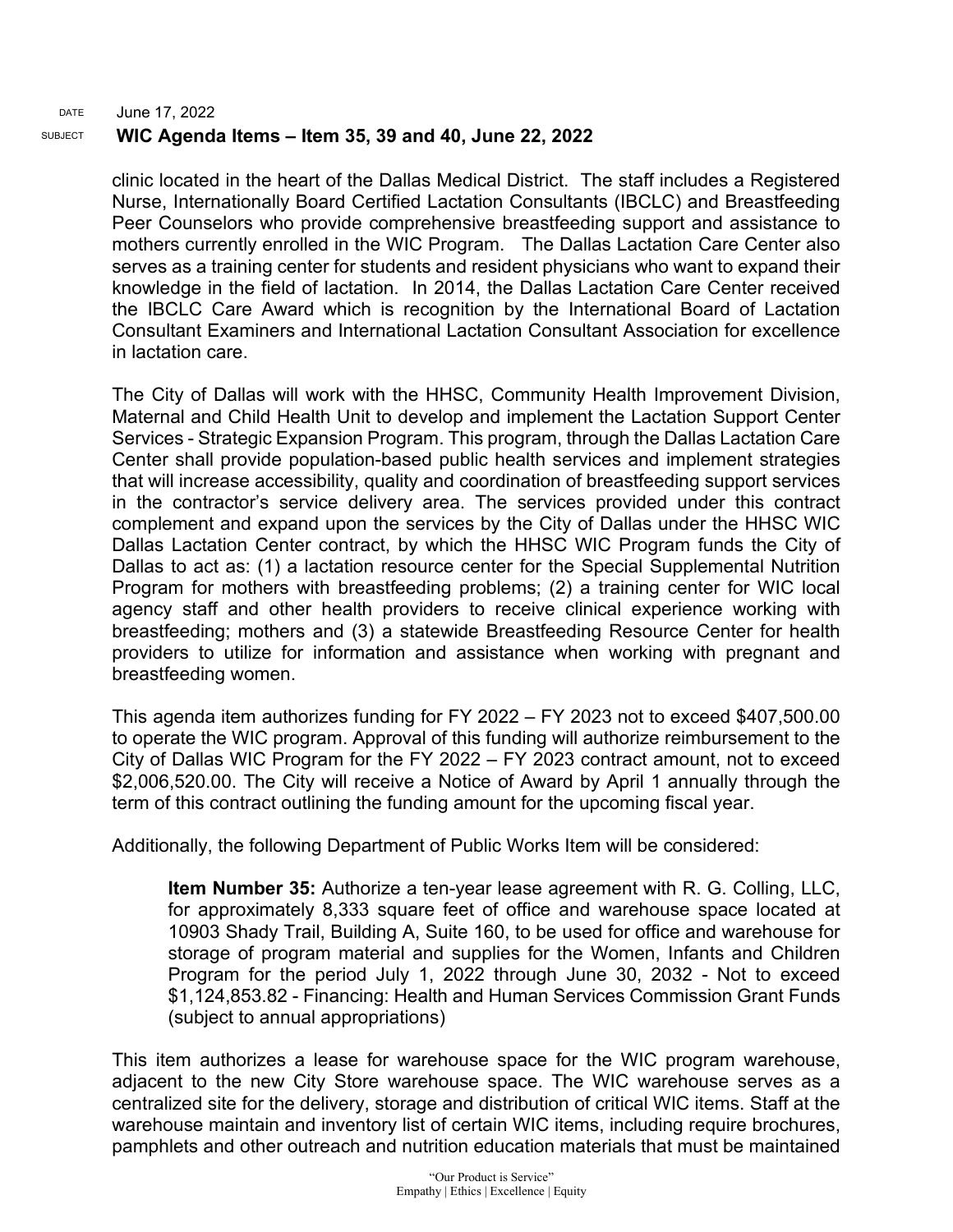clinic located in the heart of the Dallas Medical District. The staff includes a Registered Nurse, Internationally Board Certified Lactation Consultants (IBCLC) and Breastfeeding Peer Counselors who provide comprehensive breastfeeding support and assistance to mothers currently enrolled in the WIC Program. The Dallas Lactation Care Center also serves as a training center for students and resident physicians who want to expand their knowledge in the field of lactation. In 2014, the Dallas Lactation Care Center received the IBCLC Care Award which is recognition by the International Board of Lactation Consultant Examiners and International Lactation Consultant Association for excellence in lactation care.

The City of Dallas will work with the HHSC, Community Health Improvement Division, Maternal and Child Health Unit to develop and implement the Lactation Support Center Services - Strategic Expansion Program. This program, through the Dallas Lactation Care Center shall provide population-based public health services and implement strategies that will increase accessibility, quality and coordination of breastfeeding support services in the contractor's service delivery area. The services provided under this contract complement and expand upon the services by the City of Dallas under the HHSC WIC Dallas Lactation Center contract, by which the HHSC WIC Program funds the City of Dallas to act as: (1) a lactation resource center for the Special Supplemental Nutrition Program for mothers with breastfeeding problems; (2) a training center for WIC local agency staff and other health providers to receive clinical experience working with breastfeeding; mothers and (3) a statewide Breastfeeding Resource Center for health providers to utilize for information and assistance when working with pregnant and breastfeeding women.

This agenda item authorizes funding for FY 2022 – FY 2023 not to exceed $407,500.00 to operate the WIC program. Approval of this funding will authorize reimbursement to the City of Dallas WIC Program for the FY 2022 – FY 2023 contract amount, not to exceed $2,006,520.00. The City will receive a Notice of Award by April 1 annually through the term of this contract outlining the funding amount for the upcoming fiscal year.

Additionally, the following Department of Public Works Item will be considered:

> **Item Number 35:** Authorize a ten-year lease agreement with R. G. Colling, LLC, for approximately 8,333 square feet of office and warehouse space located at 10903 Shady Trail, Building A, Suite 160, to be used for office and warehouse for storage of program material and supplies for the Women, Infants and Children Program for the period July 1, 2022 through June 30, 2032 - Not to exceed $1,124,853.82 - Financing: Health and Human Services Commission Grant Funds (subject to annual appropriations)

This item authorizes a lease for warehouse space for the WIC program warehouse, adjacent to the new City Store warehouse space. The WIC warehouse serves as a centralized site for the delivery, storage and distribution of critical WIC items. Staff at the warehouse maintain and inventory list of certain WIC items, including require brochures, pamphlets and other outreach and nutrition education materials that must be maintained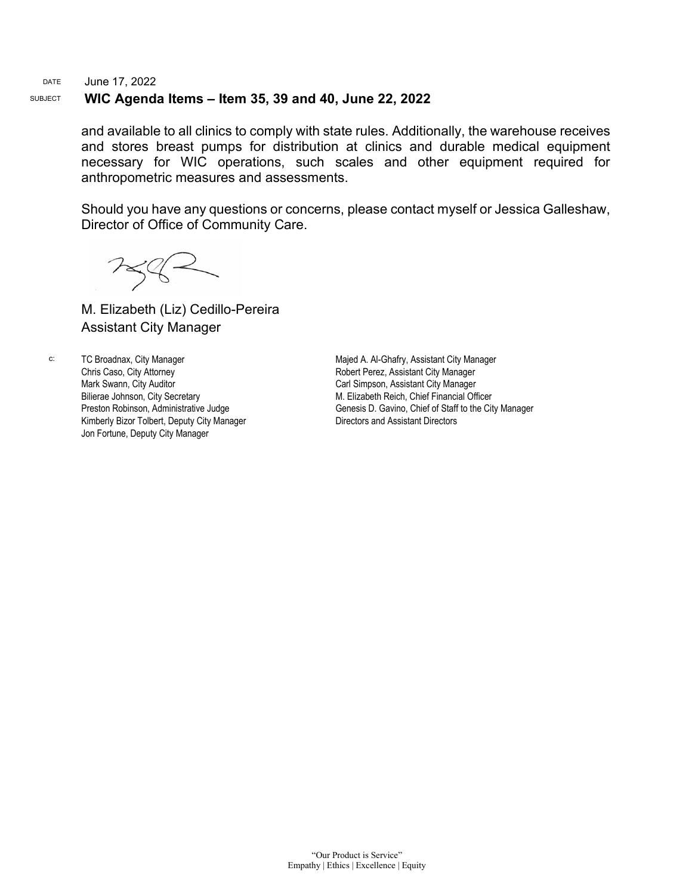DATE June 17, 2022

SUBJECT **WIC Agenda Items – Item 35, 39 and 40, June 22, 2022**

and available to all clinics to comply with state rules. Additionally, the warehouse receives and stores breast pumps for distribution at clinics and durable medical equipment necessary for WIC operations, such scales and other equipment required for anthropometric measures and assessments.

Should you have any questions or concerns, please contact myself or Jessica Galleshaw, Director of Office of Community Care.

M. Elizabeth (Liz) Cedillo-Pereira
Assistant City Manager

c:
TC Broadnax, City Manager
Chris Caso, City Attorney
Mark Swann, City Auditor
Bilierae Johnson, City Secretary
Preston Robinson, Administrative Judge
Kimberly Bizor Tolbert, Deputy City Manager
Jon Fortune, Deputy City Manager
Majed A. Al-Ghafry, Assistant City Manager
Robert Perez, Assistant City Manager
Carl Simpson, Assistant City Manager
M. Elizabeth Reich, Chief Financial Officer
Genesis D. Gavino, Chief of Staff to the City Manager
Directors and Assistant Directors

"Our Product is Service"
Empathy | Ethics | Excellence | Equity